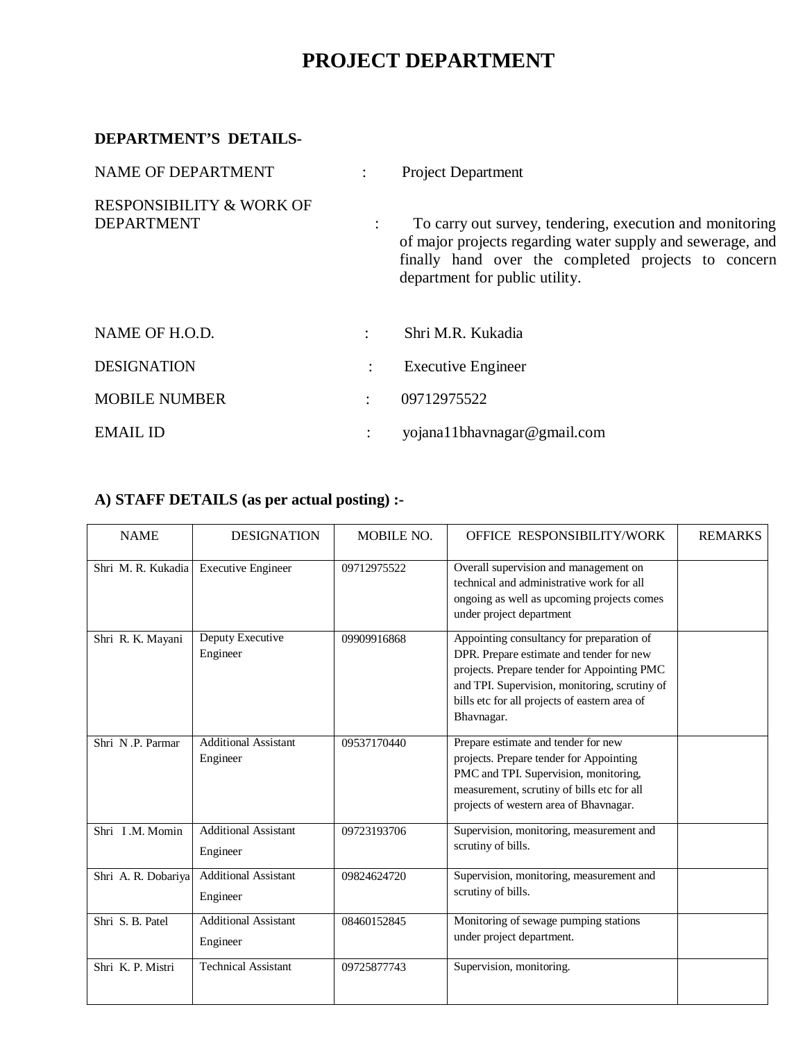# PROJECT DEPARTMENT

**DEPARTMENT'S DETAILS-**

NAME OF DEPARTMENT : Project Department

RESPONSIBILITY & WORK OF DEPARTMENT : To carry out survey, tendering, execution and monitoring of major projects regarding water supply and sewerage, and finally hand over the completed projects to concern department for public utility.

NAME OF H.O.D. : Shri M.R. Kukadia

DESIGNATION : Executive Engineer

MOBILE NUMBER : 09712975522

EMAIL ID : yojana11bhavnagar@gmail.com

**A) STAFF DETAILS (as per actual posting) :-**

| NAME | DESIGNATION | MOBILE NO. | OFFICE RESPONSIBILITY/WORK | REMARKS |
|---|---|---|---|---|
| Shri M. R. Kukadia | Executive Engineer | 09712975522 | Overall supervision and management on technical and administrative work for all ongoing as well as upcoming projects comes under project department | |
| Shri R. K. Mayani | Deputy Executive Engineer | 09909916868 | Appointing consultancy for preparation of DPR. Prepare estimate and tender for new projects. Prepare tender for Appointing PMC and TPI. Supervision, monitoring, scrutiny of bills etc for all projects of eastern area of Bhavnagar. | |
| Shri N .P. Parmar | Additional Assistant Engineer | 09537170440 | Prepare estimate and tender for new projects. Prepare tender for Appointing PMC and TPI. Supervision, monitoring, measurement, scrutiny of bills etc for all projects of western area of Bhavnagar. | |
| Shri I .M. Momin | Additional Assistant Engineer | 09723193706 | Supervision, monitoring, measurement and scrutiny of bills. | |
| Shri A. R. Dobariya | Additional Assistant Engineer | 09824624720 | Supervision, monitoring, measurement and scrutiny of bills. | |
| Shri S. B. Patel | Additional Assistant Engineer | 08460152845 | Monitoring of sewage pumping stations under project department. | |
| Shri K. P. Mistri | Technical Assistant | 09725877743 | Supervision, monitoring. | |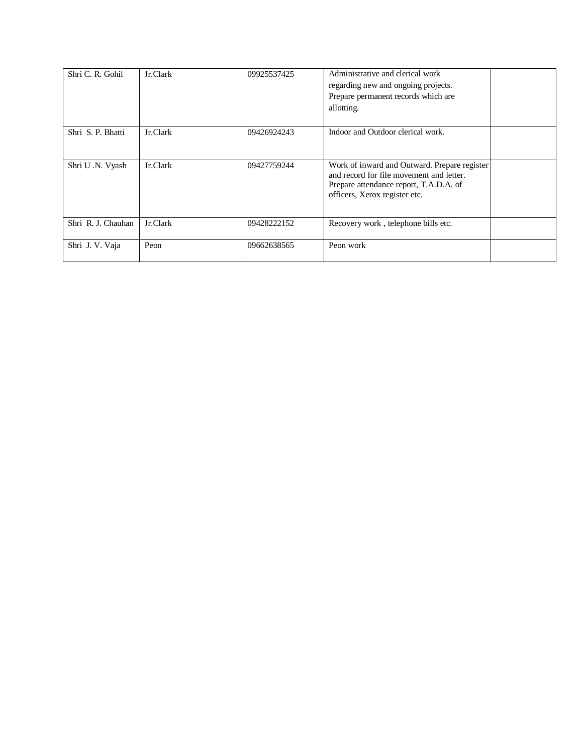| | | | | |
|---|---|---|---|---|
| Shri C. R. Gohil | Jr.Clark | 09925537425 | Administrative and clerical work regarding new and ongoing projects. Prepare permanent records which are allotting. | |
| Shri S. P. Bhatti | Jr.Clark | 09426924243 | Indoor and Outdoor clerical work. | |
| Shri U .N. Vyash | Jr.Clark | 09427759244 | Work of inward and Outward. Prepare register and record for file movement and letter. Prepare attendance report, T.A.D.A. of officers, Xerox register etc. | |
| Shri R. J. Chauhan | Jr.Clark | 09428222152 | Recovery work , telephone bills etc. | |
| Shri J. V. Vaja | Peon | 09662638565 | Peon work | |